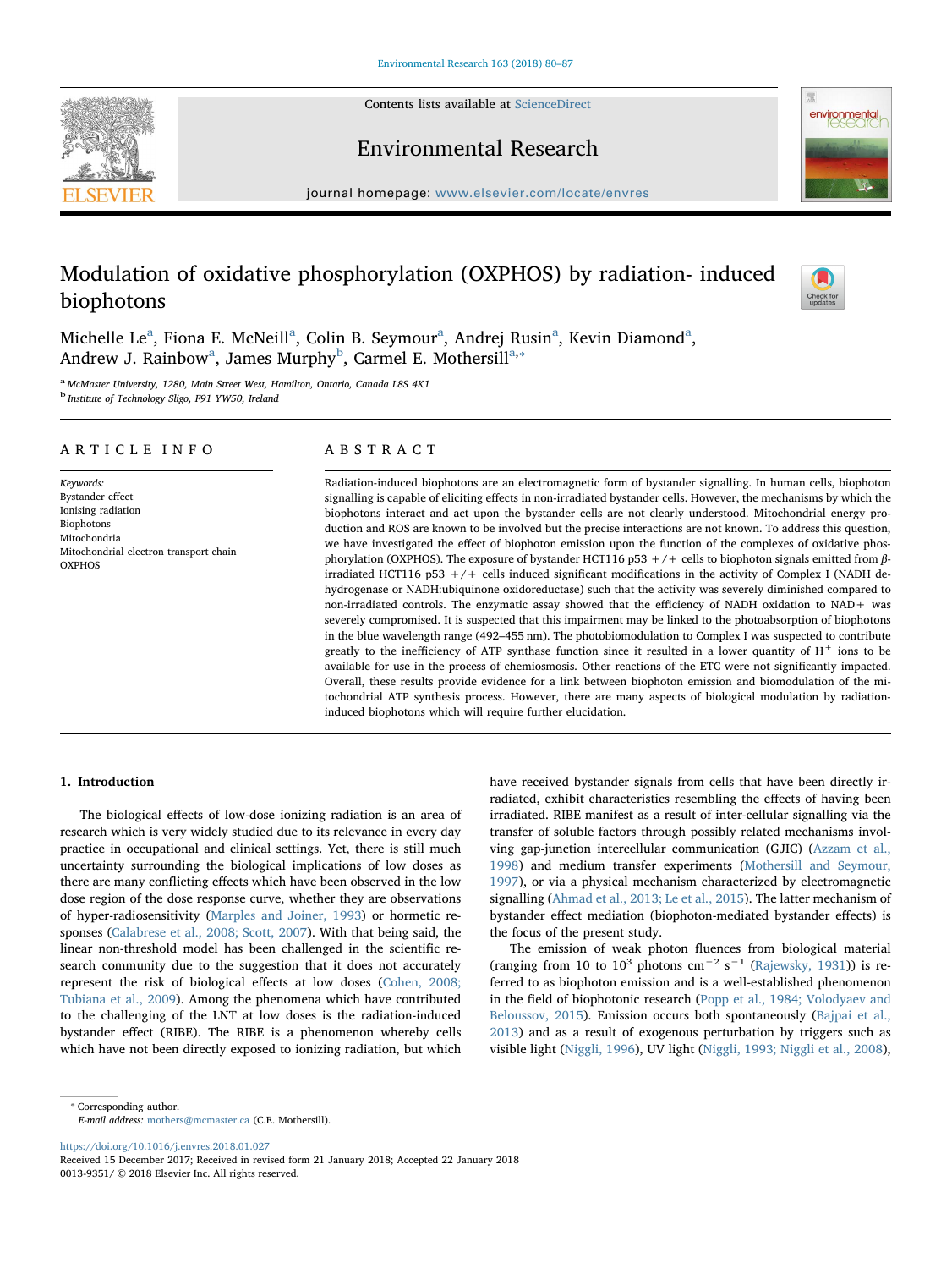# Modulation of oxidative phosphorylation (OXPHOS) by radiation- induced biophotons

Michelle Le[a], Fiona E. McNeill[a], Colin B. Seymour[a], Andrej Rusin[a], Kevin Diamond[a], Andrew J. Rainbow[a], James Murphy[b], Carmel E. Mothersill[a,*]

[a] McMaster University, 1280, Main Street West, Hamilton, Ontario, Canada L8S 4K1
[b] Institute of Technology Sligo, F91 YW50, Ireland

## ARTICLE INFO

*Keywords:*
Bystander effect
Ionising radiation
Biophotons
Mitochondria
Mitochondrial electron transport chain
OXPHOS

## ABSTRACT

Radiation-induced biophotons are an electromagnetic form of bystander signalling. In human cells, biophoton signalling is capable of eliciting effects in non-irradiated bystander cells. However, the mechanisms by which the biophotons interact and act upon the bystander cells are not clearly understood. Mitochondrial energy production and ROS are known to be involved but the precise interactions are not known. To address this question, we have investigated the effect of biophoton emission upon the function of the complexes of oxidative phosphorylation (OXPHOS). The exposure of bystander HCT116 p53 +/+ cells to biophoton signals emitted from β-irradiated HCT116 p53 +/+ cells induced significant modifications in the activity of Complex I (NADH dehydrogenase or NADH:ubiquinone oxidoreductase) such that the activity was severely diminished compared to non-irradiated controls. The enzymatic assay showed that the efficiency of NADH oxidation to NAD+ was severely compromised. It is suspected that this impairment may be linked to the photoabsorption of biophotons in the blue wavelength range (492–455 nm). The photobiomodulation to Complex I was suspected to contribute greatly to the inefficiency of ATP synthase function since it resulted in a lower quantity of $H^+$ ions to be available for use in the process of chemiosmosis. Other reactions of the ETC were not significantly impacted. Overall, these results provide evidence for a link between biophoton emission and biomodulation of the mitochondrial ATP synthesis process. However, there are many aspects of biological modulation by radiation-induced biophotons which will require further elucidation.

## 1. Introduction

The biological effects of low-dose ionizing radiation is an area of research which is very widely studied due to its relevance in every day practice in occupational and clinical settings. Yet, there is still much uncertainty surrounding the biological implications of low doses as there are many conflicting effects which have been observed in the low dose region of the dose response curve, whether they are observations of hyper-radiosensitivity (Marples and Joiner, 1993) or hormetic responses (Calabrese et al., 2008; Scott, 2007). With that being said, the linear non-threshold model has been challenged in the scientific research community due to the suggestion that it does not accurately represent the risk of biological effects at low doses (Cohen, 2008; Tubiana et al., 2009). Among the phenomena which have contributed to the challenging of the LNT at low doses is the radiation-induced bystander effect (RIBE). The RIBE is a phenomenon whereby cells which have not been directly exposed to ionizing radiation, but which have received bystander signals from cells that have been directly irradiated, exhibit characteristics resembling the effects of having been irradiated. RIBE manifest as a result of inter-cellular signalling via the transfer of soluble factors through possibly related mechanisms involving gap-junction intercellular communication (GJIC) (Azzam et al., 1998) and medium transfer experiments (Mothersill and Seymour, 1997), or via a physical mechanism characterized by electromagnetic signalling (Ahmad et al., 2013; Le et al., 2015). The latter mechanism of bystander effect mediation (biophoton-mediated bystander effects) is the focus of the present study.

The emission of weak photon fluences from biological material (ranging from 10 to $10^3$ photons $cm^{-2}$ $s^{-1}$ (Rajewsky, 1931)) is referred to as biophoton emission and is a well-established phenomenon in the field of biophotonic research (Popp et al., 1984; Volodyaev and Beloussov, 2015). Emission occurs both spontaneously (Bajpai et al., 2013) and as a result of exogenous perturbation by triggers such as visible light (Niggli, 1996), UV light (Niggli, 1993; Niggli et al., 2008),

* Corresponding author.
*E-mail address:* mothers@mcmaster.ca (C.E. Mothersill).

https://doi.org/10.1016/j.envres.2018.01.027
Received 15 December 2017; Received in revised form 21 January 2018; Accepted 22 January 2018
0013-9351/ © 2018 Elsevier Inc. All rights reserved.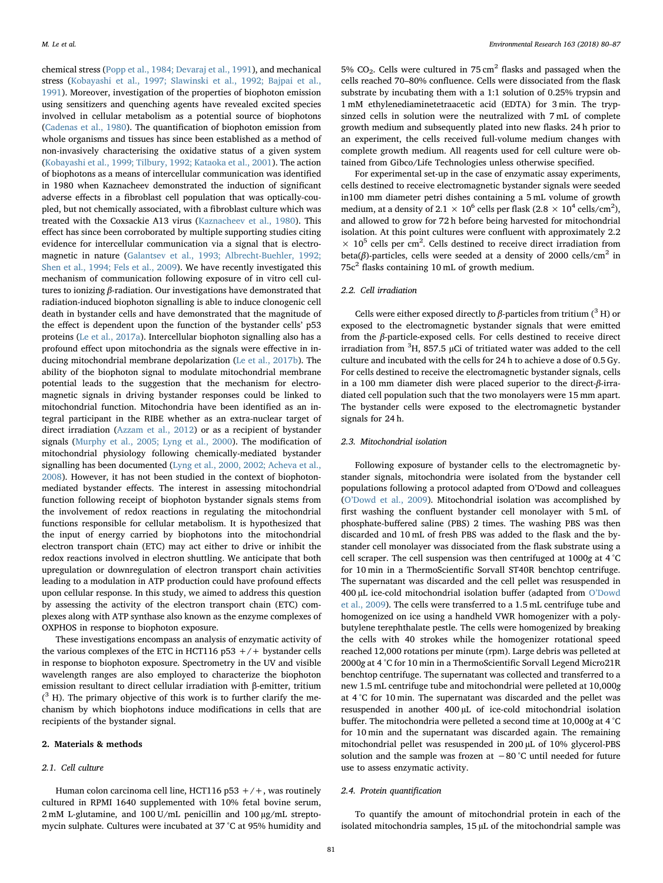chemical stress (Popp et al., 1984; Devaraj et al., 1991), and mechanical stress (Kobayashi et al., 1997; Slawinski et al., 1992; Bajpai et al., 1991). Moreover, investigation of the properties of biophoton emission using sensitizers and quenching agents have revealed excited species involved in cellular metabolism as a potential source of biophotons (Cadenas et al., 1980). The quantification of biophoton emission from whole organisms and tissues has since been established as a method of non-invasively characterising the oxidative status of a given system (Kobayashi et al., 1999; Tilbury, 1992; Kataoka et al., 2001). The action of biophotons as a means of intercellular communication was identified in 1980 when Kaznacheev demonstrated the induction of significant adverse effects in a fibroblast cell population that was optically-coupled, but not chemically associated, with a fibroblast culture which was treated with the Coxsackie A13 virus (Kaznacheev et al., 1980). This effect has since been corroborated by multiple supporting studies citing evidence for intercellular communication via a signal that is electromagnetic in nature (Galantsev et al., 1993; Albrecht-Buehler, 1992; Shen et al., 1994; Fels et al., 2009). We have recently investigated this mechanism of communication following exposure of in vitro cell cultures to ionizing *β*-radiation. Our investigations have demonstrated that radiation-induced biophoton signalling is able to induce clonogenic cell death in bystander cells and have demonstrated that the magnitude of the effect is dependent upon the function of the bystander cells' p53 proteins (Le et al., 2017a). Intercellular biophoton signalling also has a profound effect upon mitochondria as the signals were effective in inducing mitochondrial membrane depolarization (Le et al., 2017b). The ability of the biophoton signal to modulate mitochondrial membrane potential leads to the suggestion that the mechanism for electromagnetic signals in driving bystander responses could be linked to mitochondrial function. Mitochondria have been identified as an integral participant in the RIBE whether as an extra-nuclear target of direct irradiation (Azzam et al., 2012) or as a recipient of bystander signals (Murphy et al., 2005; Lyng et al., 2000). The modification of mitochondrial physiology following chemically-mediated bystander signalling has been documented (Lyng et al., 2000, 2002; Acheva et al., 2008). However, it has not been studied in the context of biophoton-mediated bystander effects. The interest in assessing mitochondrial function following receipt of biophoton bystander signals stems from the involvement of redox reactions in regulating the mitochondrial functions responsible for cellular metabolism. It is hypothesized that the input of energy carried by biophotons into the mitochondrial electron transport chain (ETC) may act either to drive or inhibit the redox reactions involved in electron shuttling. We anticipate that both upregulation or downregulation of electron transport chain activities leading to a modulation in ATP production could have profound effects upon cellular response. In this study, we aimed to address this question by assessing the activity of the electron transport chain (ETC) complexes along with ATP synthase also known as the enzyme complexes of OXPHOS in response to biophoton exposure.

These investigations encompass an analysis of enzymatic activity of the various complexes of the ETC in HCT116 p53 +/+ bystander cells in response to biophoton exposure. Spectrometry in the UV and visible wavelength ranges are also employed to characterize the biophoton emission resultant to direct cellular irradiation with β-emitter, tritium ($^{3}$H). The primary objective of this work is to further clarify the mechanism by which biophotons induce modifications in cells that are recipients of the bystander signal.

## 2. Materials & methods

### 2.1. Cell culture

Human colon carcinoma cell line, HCT116 p53 +/+, was routinely cultured in RPMI 1640 supplemented with 10% fetal bovine serum, 2 mM L-glutamine, and 100 U/mL penicillin and 100 μg/mL streptomycin sulphate. Cultures were incubated at 37 °C at 95% humidity and 5% $CO_2$. Cells were cultured in 75 $cm^2$ flasks and passaged when the cells reached 70–80% confluence. Cells were dissociated from the flask substrate by incubating them with a 1:1 solution of 0.25% trypsin and 1 mM ethylenediaminetetraacetic acid (EDTA) for 3 min. The trypsinized cells in solution were the neutralized with 7 mL of complete growth medium and subsequently plated into new flasks. 24 h prior to an experiment, the cells received full-volume medium changes with complete growth medium. All reagents used for cell culture were obtained from Gibco/Life Technologies unless otherwise specified.

For experimental set-up in the case of enzymatic assay experiments, cells destined to receive electromagnetic bystander signals were seeded in100 mm diameter petri dishes containing a 5 mL volume of growth medium, at a density of $2.1 \times 10^{6}$ cells per flask ($2.8 \times 10^{4}$ cells/$cm^2$), and allowed to grow for 72 h before being harvested for mitochondrial isolation. At this point cultures were confluent with approximately $2.2 \times 10^{5}$ cells per $cm^2$. Cells destined to receive direct irradiation from beta(*β*)-particles, cells were seeded at a density of 2000 cells/$cm^2$ in 75$c^2$ flasks containing 10 mL of growth medium.

### 2.2. Cell irradiation

Cells were either exposed directly to *β*-particles from tritium ($^{3}$H) or exposed to the electromagnetic bystander signals that were emitted from the *β*-particle-exposed cells. For cells destined to receive direct irradiation from $^{3}$H, 857.5 μCi of tritiated water was added to the cell culture and incubated with the cells for 24 h to achieve a dose of 0.5 Gy. For cells destined to receive the electromagnetic bystander signals, cells in a 100 mm diameter dish were placed superior to the direct-*β*-irradiated cell population such that the two monolayers were 15 mm apart. The bystander cells were exposed to the electromagnetic bystander signals for 24 h.

### 2.3. Mitochondrial isolation

Following exposure of bystander cells to the electromagnetic bystander signals, mitochondria were isolated from the bystander cell populations following a protocol adapted from O'Dowd and colleagues (O'Dowd et al., 2009). Mitochondrial isolation was accomplished by first washing the confluent bystander cell monolayer with 5 mL of phosphate-buffered saline (PBS) 2 times. The washing PBS was then discarded and 10 mL of fresh PBS was added to the flask and the bystander cell monolayer was dissociated from the flask substrate using a cell scraper. The cell suspension was then centrifuged at 1000*g* at 4 °C for 10 min in a ThermoScientific Sorvall ST40R benchtop centrifuge. The supernatant was discarded and the cell pellet was resuspended in 400 μL ice-cold mitochondrial isolation buffer (adapted from O'Dowd et al., 2009). The cells were transferred to a 1.5 mL centrifuge tube and homogenized on ice using a handheld VWR homogenizer with a polybutylene terephthalate pestle. The cells were homogenized by breaking the cells with 40 strokes while the homogenizer rotational speed reached 12,000 rotations per minute (rpm). Large debris was pelleted at 2000*g* at 4 °C for 10 min in a ThermoScientific Sorvall Legend Micro21R benchtop centrifuge. The supernatant was collected and transferred to a new 1.5 mL centrifuge tube and mitochondrial were pelleted at 10,000*g* at 4 °C for 10 min. The supernatant was discarded and the pellet was resuspended in another 400 μL of ice-cold mitochondrial isolation buffer. The mitochondria were pelleted a second time at 10,000*g* at 4 °C for 10 min and the supernatant was discarded again. The remaining mitochondrial pellet was resuspended in 200 μL of 10% glycerol-PBS solution and the sample was frozen at −80 °C until needed for future use to assess enzymatic activity.

### 2.4. Protein quantification

To quantify the amount of mitochondrial protein in each of the isolated mitochondria samples, 15 μL of the mitochondrial sample was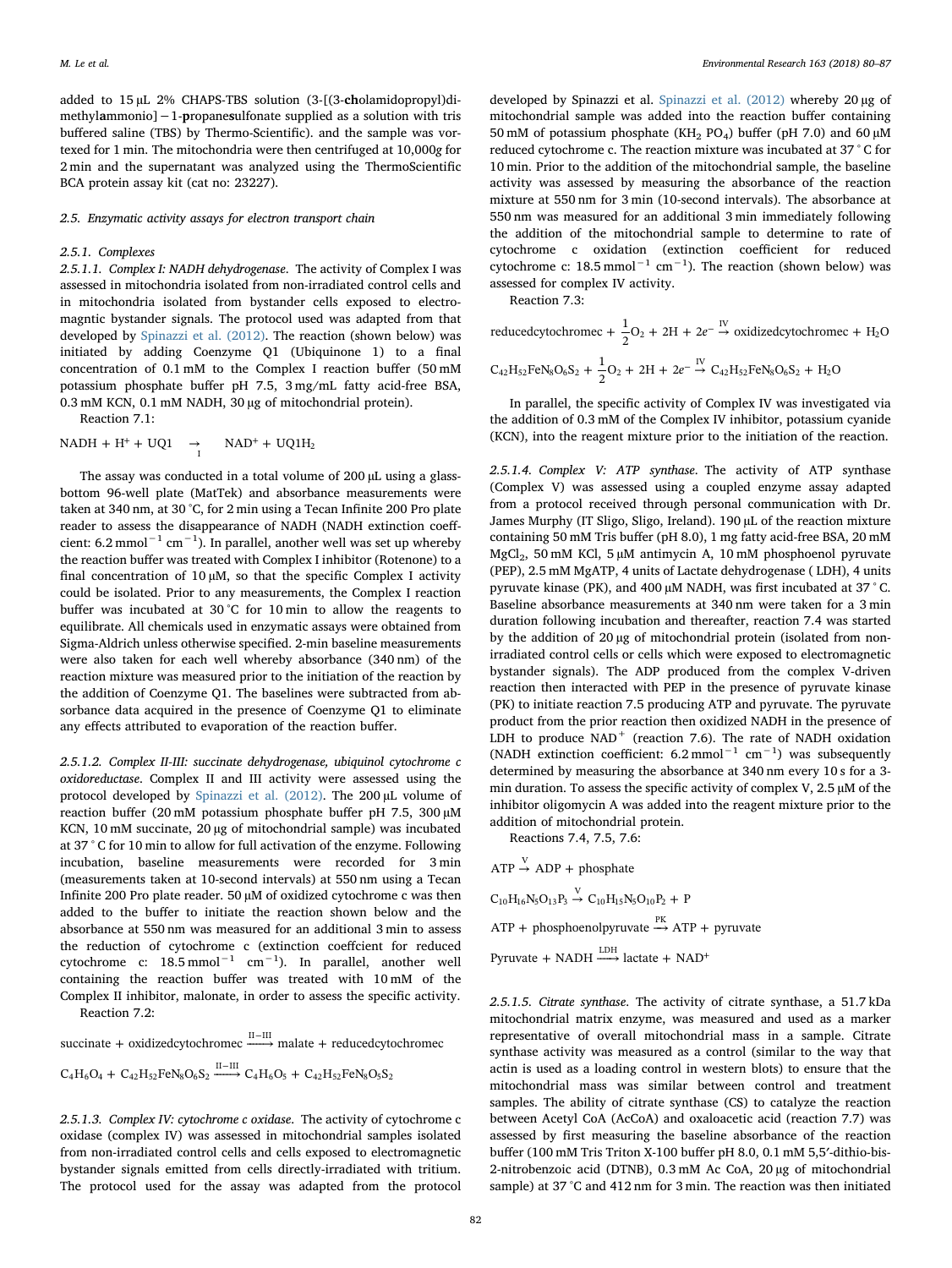added to 15 µL 2% CHAPS-TBS solution (3-[(3-**ch**olamidopropyl)dimethyl**a**mmonio]−1-**p**ropane**s**ulfonate supplied as a solution with tris buffered saline (TBS) by Thermo-Scientific). and the sample was vortexed for 1 min. The mitochondria were then centrifuged at 10,000*g* for 2 min and the supernatant was analyzed using the ThermoScientific BCA protein assay kit (cat no: 23227).

### 2.5. Enzymatic activity assays for electron transport chain

#### 2.5.1. Complexes

*2.5.1.1. Complex I: NADH dehydrogenase.* The activity of Complex I was assessed in mitochondria isolated from non-irradiated control cells and in mitochondria isolated from bystander cells exposed to electromagntic bystander signals. The protocol used was adapted from that developed by Spinazzi et al. (2012). The reaction (shown below) was initiated by adding Coenzyme Q1 (Ubiquinone 1) to a final concentration of 0.1 mM to the Complex I reaction buffer (50 mM potassium phosphate buffer pH 7.5, 3 mg/mL fatty acid-free BSA, 0.3 mM KCN, 0.1 mM NADH, 30 µg of mitochondrial protein).

Reaction 7.1:

$$NADH + H^+ + UQ1 \underset{I}{\rightarrow} NAD^+ + UQ1H_2$$

The assay was conducted in a total volume of 200 µL using a glass-bottom 96-well plate (MatTek) and absorbance measurements were taken at 340 nm, at 30 °C, for 2 min using a Tecan Infinite 200 Pro plate reader to assess the disappearance of NADH (NADH extinction coefficient: 6.2 $mmol^{-1}$ $cm^{-1}$). In parallel, another well was set up whereby the reaction buffer was treated with Complex I inhibitor (Rotenone) to a final concentration of 10 µM, so that the specific Complex I activity could be isolated. Prior to any measurements, the Complex I reaction buffer was incubated at 30 °C for 10 min to allow the reagents to equilibrate. All chemicals used in enzymatic assays were obtained from Sigma-Aldrich unless otherwise specified. 2-min baseline measurements were also taken for each well whereby absorbance (340 nm) of the reaction mixture was measured prior to the initiation of the reaction by the addition of Coenzyme Q1. The baselines were subtracted from absorbance data acquired in the presence of Coenzyme Q1 to eliminate any effects attributed to evaporation of the reaction buffer.

*2.5.1.2. Complex II-III: succinate dehydrogenase, ubiquinol cytochrome c oxidoreductase.* Complex II and III activity were assessed using the protocol developed by Spinazzi et al. (2012). The 200 µL volume of reaction buffer (20 mM potassium phosphate buffer pH 7.5, 300 µM KCN, 10 mM succinate, 20 µg of mitochondrial sample) was incubated at 37 ° C for 10 min to allow for full activation of the enzyme. Following incubation, baseline measurements were recorded for 3 min (measurements taken at 10-second intervals) at 550 nm using a Tecan Infinite 200 Pro plate reader. 50 µM of oxidized cytochrome c was then added to the buffer to initiate the reaction shown below and the absorbance at 550 nm was measured for an additional 3 min to assess the reduction of cytochrome c (extinction coeffcient for reduced cytochrome c: 18.5 $mmol^{-1}$ $cm^{-1}$). In parallel, another well containing the reaction buffer was treated with 10 mM of the Complex II inhibitor, malonate, in order to assess the specific activity.

Reaction 7.2:

$$\text{succinate} + \text{oxidizedcytochromec} \xrightarrow{II-III} \text{malate} + \text{reducedcytochromec}$$

$$C_4H_6O_4 + C_{42}H_{52}FeN_8O_6S_2 \xrightarrow{II-III} C_4H_6O_5 + C_{42}H_{52}FeN_8O_5S_2$$

*2.5.1.3. Complex IV: cytochrome c oxidase.* The activity of cytochrome c oxidase (complex IV) was assessed in mitochondrial samples isolated from non-irradiated control cells and cells exposed to electromagnetic bystander signals emitted from cells directly-irradiated with tritium. The protocol used for the assay was adapted from the protocol developed by Spinazzi et al. Spinazzi et al. (2012) whereby 20 µg of mitochondrial sample was added into the reaction buffer containing 50 mM of potassium phosphate ($KH_2$ $PO_4$) buffer (pH 7.0) and 60 µM reduced cytochrome c. The reaction mixture was incubated at 37 ° C for 10 min. Prior to the addition of the mitochondrial sample, the baseline activity was assessed by measuring the absorbance of the reaction mixture at 550 nm for 3 min (10-second intervals). The absorbance at 550 nm was measured for an additional 3 min immediately following the addition of the mitochondrial sample to determine to rate of cytochrome c oxidation (extinction coefficient for reduced cytochrome c: 18.5 $mmol^{-1}$ $cm^{-1}$). The reaction (shown below) was assessed for complex IV activity.

Reaction 7.3:

$$\text{reducedcytochromec} + \frac{1}{2}O_2 + 2H + 2e^- \xrightarrow{IV} \text{oxidizedcytochromec} + H_2O$$

$$C_{42}H_{52}FeN_8O_6S_2 + \frac{1}{2}O_2 + 2H + 2e^- \xrightarrow{IV} C_{42}H_{52}FeN_8O_6S_2 + H_2O$$

In parallel, the specific activity of Complex IV was investigated via the addition of 0.3 mM of the Complex IV inhibitor, potassium cyanide (KCN), into the reagent mixture prior to the initiation of the reaction.

*2.5.1.4. Complex V: ATP synthase.* The activity of ATP synthase (Complex V) was assessed using a coupled enzyme assay adapted from a protocol received through personal communication with Dr. James Murphy (IT Sligo, Sligo, Ireland). 190 µL of the reaction mixture containing 50 mM Tris buffer (pH 8.0), 1 mg fatty acid-free BSA, 20 mM $MgCl_2$, 50 mM KCl, 5 µM antimycin A, 10 mM phosphoenol pyruvate (PEP), 2.5 mM MgATP, 4 units of Lactate dehydrogenase ( LDH), 4 units pyruvate kinase (PK), and 400 µM NADH, was first incubated at 37 ° C. Baseline absorbance measurements at 340 nm were taken for a 3 min duration following incubation and thereafter, reaction 7.4 was started by the addition of 20 µg of mitochondrial protein (isolated from non-irradiated control cells or cells which were exposed to electromagnetic bystander signals). The ADP produced from the complex V-driven reaction then interacted with PEP in the presence of pyruvate kinase (PK) to initiate reaction 7.5 producing ATP and pyruvate. The pyruvate product from the prior reaction then oxidized NADH in the presence of LDH to produce $NAD^+$ (reaction 7.6). The rate of NADH oxidation (NADH extinction coefficient: 6.2 $mmol^{-1}$ $cm^{-1}$) was subsequently determined by measuring the absorbance at 340 nm every 10 s for a 3-min duration. To assess the specific activity of complex V, 2.5 µM of the inhibitor oligomycin A was added into the reagent mixture prior to the addition of mitochondrial protein.

Reactions 7.4, 7.5, 7.6:

$$ATP \xrightarrow{V} ADP + \text{phosphate}$$

$$C_{10}H_{16}N_5O_{13}P_3 \xrightarrow{V} C_{10}H_{15}N_5O_{10}P_2 + P$$

$$ATP + \text{phosphoenolpyruvate} \xrightarrow{PK} ATP + \text{pyruvate}$$

$$\text{Pyruvate} + NADH \xrightarrow{LDH} \text{lactate} + NAD^+$$

*2.5.1.5. Citrate synthase.* The activity of citrate synthase, a 51.7 kDa mitochondrial matrix enzyme, was measured and used as a marker representative of overall mitochondrial mass in a sample. Citrate synthase activity was measured as a control (similar to the way that actin is used as a loading control in western blots) to ensure that the mitochondrial mass was similar between control and treatment samples. The ability of citrate synthase (CS) to catalyze the reaction between Acetyl CoA (AcCoA) and oxaloacetic acid (reaction 7.7) was assessed by first measuring the baseline absorbance of the reaction buffer (100 mM Tris Triton X-100 buffer pH 8.0, 0.1 mM 5,5′-dithio-bis-2-nitrobenzoic acid (DTNB), 0.3 mM Ac CoA, 20 µg of mitochondrial sample) at 37 °C and 412 nm for 3 min. The reaction was then initiated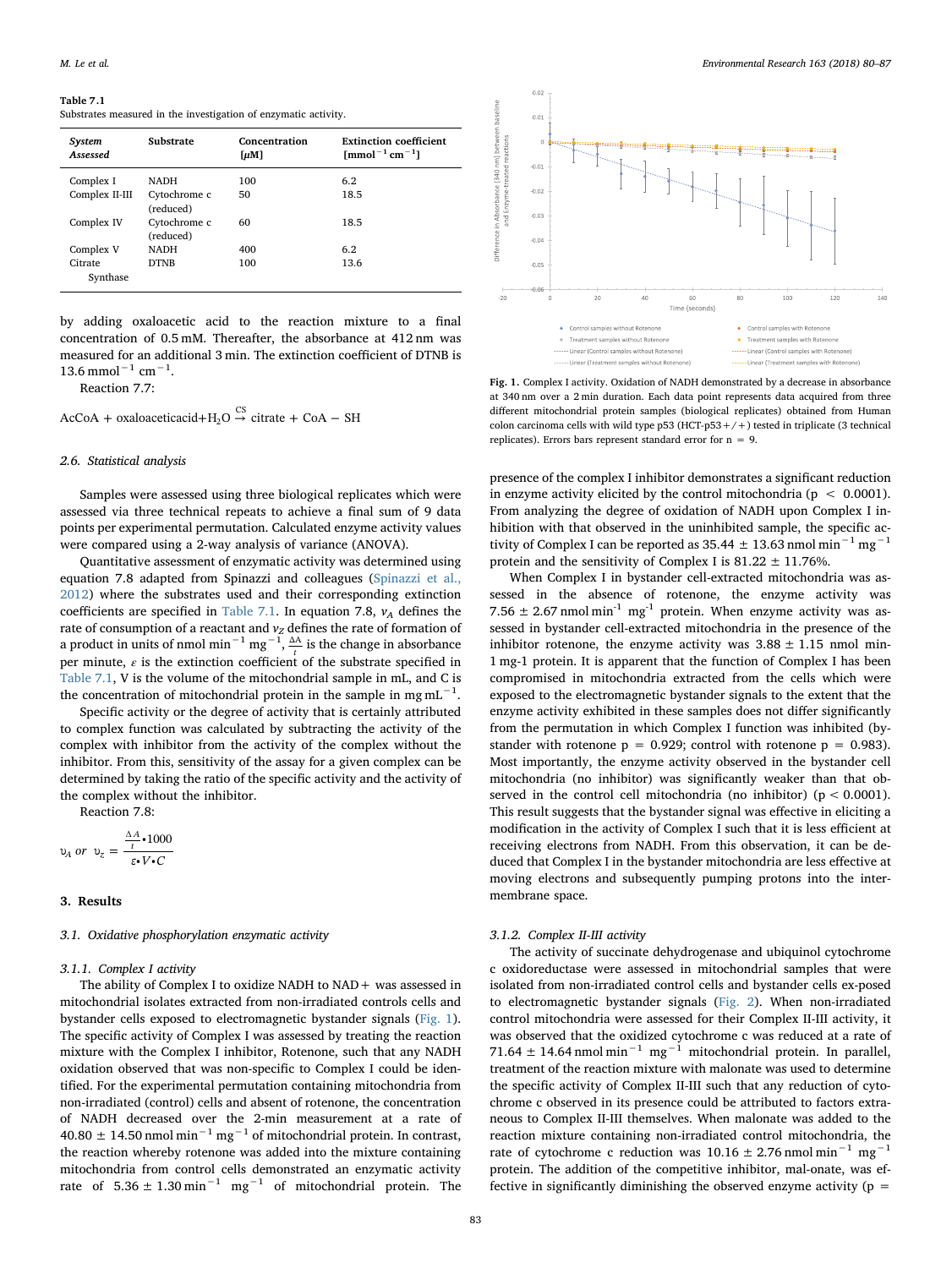**Table 7.1**
Substrates measured in the investigation of enzymatic activity.

| System Assessed | Substrate | Concentration [μM] | Extinction coefficient [$mmol^{-1}$ $cm^{-1}$] |
|---|---|---|---|
| Complex I | NADH | 100 | 6.2 |
| Complex II-III | Cytochrome c (reduced) | 50 | 18.5 |
| Complex IV | Cytochrome c (reduced) | 60 | 18.5 |
| Complex V | NADH | 400 | 6.2 |
| Citrate Synthase | DTNB | 100 | 13.6 |

by adding oxaloacetic acid to the reaction mixture to a final concentration of 0.5 mM. Thereafter, the absorbance at 412 nm was measured for an additional 3 min. The extinction coefficient of DTNB is 13.6 $mmol^{-1}$ $cm^{-1}$.

Reaction 7.7:

$$AcCoA + oxaloaceticacid + H_2O \xrightarrow{CS} citrate + CoA - SH$$

### 2.6. Statistical analysis

Samples were assessed using three biological replicates which were assessed via three technical repeats to achieve a final sum of 9 data points per experimental permutation. Calculated enzyme activity values were compared using a 2-way analysis of variance (ANOVA).

Quantitative assessment of enzymatic activity was determined using equation 7.8 adapted from Spinazzi and colleagues (Spinazzi et al., 2012) where the substrates used and their corresponding extinction coefficients are specified in Table 7.1. In equation 7.8, $v_A$ defines the rate of consumption of a reactant and $v_Z$ defines the rate of formation of a product in units of nmol $min^{-1}$ $mg^{-1}$, $\frac{\Delta A}{t}$ is the change in absorbance per minute, $\varepsilon$ is the extinction coefficient of the substrate specified in Table 7.1, V is the volume of the mitochondrial sample in mL, and C is the concentration of mitochondrial protein in the sample in mg $mL^{-1}$.

Specific activity or the degree of activity that is certainly attributed to complex function was calculated by subtracting the activity of the complex with inhibitor from the activity of the complex without the inhibitor. From this, sensitivity of the assay for a given complex can be determined by taking the ratio of the specific activity and the activity of the complex without the inhibitor.

Reaction 7.8:

$$v_A \ or \ v_z = \frac{\frac{\Delta A}{t} \cdot 1000}{\varepsilon \cdot V \cdot C}$$

## 3. Results

### 3.1. Oxidative phosphorylation enzymatic activity

#### 3.1.1. Complex I activity

The ability of Complex I to oxidize NADH to NAD+ was assessed in mitochondrial isolates extracted from non-irradiated controls cells and bystander cells exposed to electromagnetic bystander signals (Fig. 1). The specific activity of Complex I was assessed by treating the reaction mixture with the Complex I inhibitor, Rotenone, such that any NADH oxidation observed that was non-specific to Complex I could be identified. For the experimental permutation containing mitochondria from non-irradiated (control) cells and absent of rotenone, the concentration of NADH decreased over the 2-min measurement at a rate of 40.80 ± 14.50 nmol $min^{-1}$ $mg^{-1}$ of mitochondrial protein. In contrast, the reaction whereby rotenone was added into the mixture containing mitochondria from control cells demonstrated an enzymatic activity rate of 5.36 ± 1.30 $min^{-1}$ $mg^{-1}$ of mitochondrial protein. The presence of the complex I inhibitor demonstrates a significant reduction in enzyme activity elicited by the control mitochondria ($p < 0.0001$). From analyzing the degree of oxidation of NADH upon Complex I inhibition with that observed in the uninhibited sample, the specific activity of Complex I can be reported as 35.44 ± 13.63 nmol $min^{-1}$ $mg^{-1}$ protein and the sensitivity of Complex I is 81.22 ± 11.76%.

Fig. 1. Complex I activity. Oxidation of NADH demonstrated by a decrease in absorbance at 340 nm over a 2 min duration. Each data point represents data acquired from three different mitochondrial protein samples (biological replicates) obtained from Human colon carcinoma cells with wild type p53 (HCT-p53+/+) tested in triplicate (3 technical replicates). Errors bars represent standard error for n = 9.

When Complex I in bystander cell-extracted mitochondria was assessed in the absence of rotenone, the enzyme activity was 7.56 ± 2.67 nmol $min^{-1}$ $mg^{-1}$ protein. When enzyme activity was assessed in bystander cell-extracted mitochondria in the presence of the inhibitor rotenone, the enzyme activity was 3.88 ± 1.15 nmol min-1 mg-1 protein. It is apparent that the function of Complex I has been compromised in mitochondria extracted from the cells which were exposed to the electromagnetic bystander signals to the extent that the enzyme activity exhibited in these samples does not differ significantly from the permutation in which Complex I function was inhibited (bystander with rotenone $p = 0.929$; control with rotenone $p = 0.983$). Most importantly, the enzyme activity observed in the bystander cell mitochondria (no inhibitor) was significantly weaker than that observed in the control cell mitochondria (no inhibitor) ($p < 0.0001$). This result suggests that the bystander signal was effective in eliciting a modification in the activity of Complex I such that it is less efficient at receiving electrons from NADH. From this observation, it can be deduced that Complex I in the bystander mitochondria are less effective at moving electrons and subsequently pumping protons into the intermembrane space.

#### 3.1.2. Complex II-III activity

The activity of succinate dehydrogenase and ubiquinol cytochrome c oxidoreductase were assessed in mitochondrial samples that were isolated from non-irradiated control cells and bystander cells ex-posed to electromagnetic bystander signals (Fig. 2). When non-irradiated control mitochondria were assessed for their Complex II-III activity, it was observed that the oxidized cytochrome c was reduced at a rate of 71.64 ± 14.64 nmol $min^{-1}$ $mg^{-1}$ mitochondrial protein. In parallel, treatment of the reaction mixture with malonate was used to determine the specific activity of Complex II-III such that any reduction of cytochrome c observed in its presence could be attributed to factors extraneous to Complex II-III themselves. When malonate was added to the reaction mixture containing non-irradiated control mitochondria, the rate of cytochrome c reduction was 10.16 ± 2.76 nmol $min^{-1}$ $mg^{-1}$ protein. The addition of the competitive inhibitor, mal-onate, was effective in significantly diminishing the observed enzyme activity (p =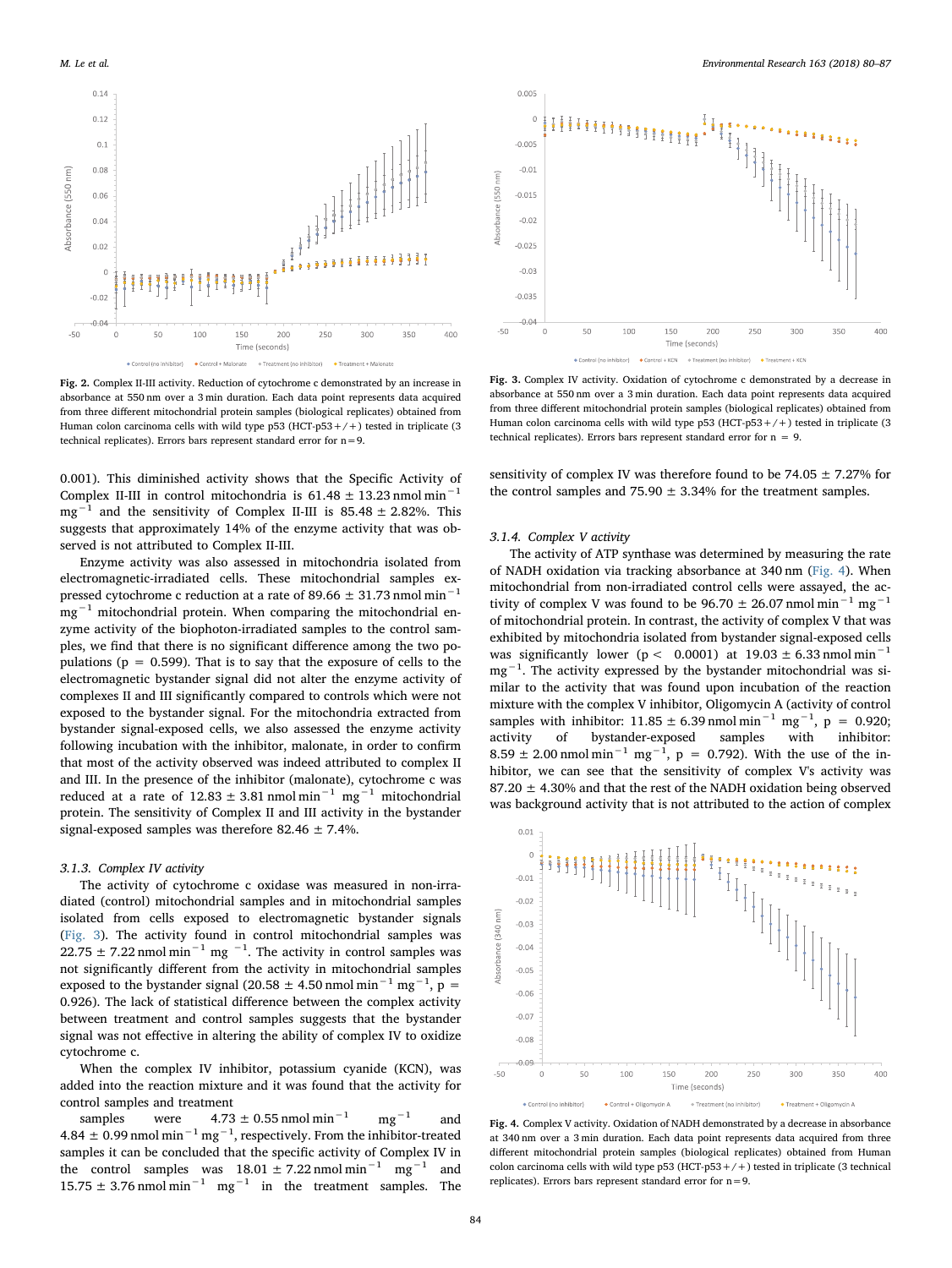Fig. 2. Complex II-III activity. Reduction of cytochrome c demonstrated by an increase in absorbance at 550 nm over a 3 min duration. Each data point represents data acquired from three different mitochondrial protein samples (biological replicates) obtained from Human colon carcinoma cells with wild type p53 (HCT-p53 +/+) tested in triplicate (3 technical replicates). Errors bars represent standard error for n = 9.

0.001). This diminished activity shows that the Specific Activity of Complex II-III in control mitochondria is 61.48 ± 13.23 nmol $min^{-1}$ $mg^{-1}$ and the sensitivity of Complex II-III is 85.48 ± 2.82%. This suggests that approximately 14% of the enzyme activity that was observed is not attributed to Complex II-III.

Enzyme activity was also assessed in mitochondria isolated from electromagnetic-irradiated cells. These mitochondrial samples expressed cytochrome c reduction at a rate of 89.66 ± 31.73 nmol $min^{-1}$ $mg^{-1}$ mitochondrial protein. When comparing the mitochondrial enzyme activity of the biophoton-irradiated samples to the control samples, we find that there is no significant difference among the two populations ($p = 0.599$). That is to say that the exposure of cells to the electromagnetic bystander signal did not alter the enzyme activity of complexes II and III significantly compared to controls which were not exposed to the bystander signal. For the mitochondria extracted from bystander signal-exposed cells, we also assessed the enzyme activity following incubation with the inhibitor, malonate, in order to confirm that most of the activity observed was indeed attributed to complex II and III. In the presence of the inhibitor (malonate), cytochrome c was reduced at a rate of 12.83 ± 3.81 nmol $min^{-1}$ $mg^{-1}$ mitochondrial protein. The sensitivity of Complex II and III activity in the bystander signal-exposed samples was therefore 82.46 ± 7.4%.

#### 3.1.3. Complex IV activity

The activity of cytochrome c oxidase was measured in non-irradiated (control) mitochondrial samples and in mitochondrial samples isolated from cells exposed to electromagnetic bystander signals (Fig. 3). The activity found in control mitochondrial samples was 22.75 ± 7.22 nmol $min^{-1}$ mg $^{-1}$. The activity in control samples was not significantly different from the activity in mitochondrial samples exposed to the bystander signal (20.58 ± 4.50 nmol $min^{-1}$ $mg^{-1}$, $p = 0.926$). The lack of statistical difference between the complex activity between treatment and control samples suggests that the bystander signal was not effective in altering the ability of complex IV to oxidize cytochrome c.

When the complex IV inhibitor, potassium cyanide (KCN), was added into the reaction mixture and it was found that the activity for control samples and treatment samples were 4.73 ± 0.55 nmol $min^{-1}$ $mg^{-1}$ and 4.84 ± 0.99 nmol $min^{-1}$ $mg^{-1}$, respectively. From the inhibitor-treated samples it can be concluded that the specific activity of Complex IV in the control samples was 18.01 ± 7.22 nmol $min^{-1}$ $mg^{-1}$ and 15.75 ± 3.76 nmol $min^{-1}$ $mg^{-1}$ in the treatment samples. The sensitivity of complex IV was therefore found to be 74.05 ± 7.27% for the control samples and 75.90 ± 3.34% for the treatment samples.

Fig. 3. Complex IV activity. Oxidation of cytochrome c demonstrated by a decrease in absorbance at 550 nm over a 3 min duration. Each data point represents data acquired from three different mitochondrial protein samples (biological replicates) obtained from Human colon carcinoma cells with wild type p53 (HCT-p53 +/+) tested in triplicate (3 technical replicates). Errors bars represent standard error for n = 9.

#### 3.1.4. Complex V activity

The activity of ATP synthase was determined by measuring the rate of NADH oxidation via tracking absorbance at 340 nm (Fig. 4). When mitochondrial from non-irradiated control cells were assayed, the activity of complex V was found to be 96.70 ± 26.07 nmol $min^{-1}$ $mg^{-1}$ of mitochondrial protein. In contrast, the activity of complex V that was exhibited by mitochondria isolated from bystander signal-exposed cells was significantly lower ($p < 0.0001$) at 19.03 ± 6.33 nmol $min^{-1}$ $mg^{-1}$. The activity expressed by the bystander mitochondrial was similar to the activity that was found upon incubation of the reaction mixture with the complex V inhibitor, Oligomycin A (activity of control samples with inhibitor: 11.85 ± 6.39 nmol $min^{-1}$ $mg^{-1}$, $p = 0.920$; activity of bystander-exposed samples with inhibitor: 8.59 ± 2.00 nmol $min^{-1}$ $mg^{-1}$, $p = 0.792$). With the use of the inhibitor, we can see that the sensitivity of complex V's activity was 87.20 ± 4.30% and that the rest of the NADH oxidation being observed was background activity that is not attributed to the action of complex

Fig. 4. Complex V activity. Oxidation of NADH demonstrated by a decrease in absorbance at 340 nm over a 3 min duration. Each data point represents data acquired from three different mitochondrial protein samples (biological replicates) obtained from Human colon carcinoma cells with wild type p53 (HCT-p53 +/+) tested in triplicate (3 technical replicates). Errors bars represent standard error for n = 9.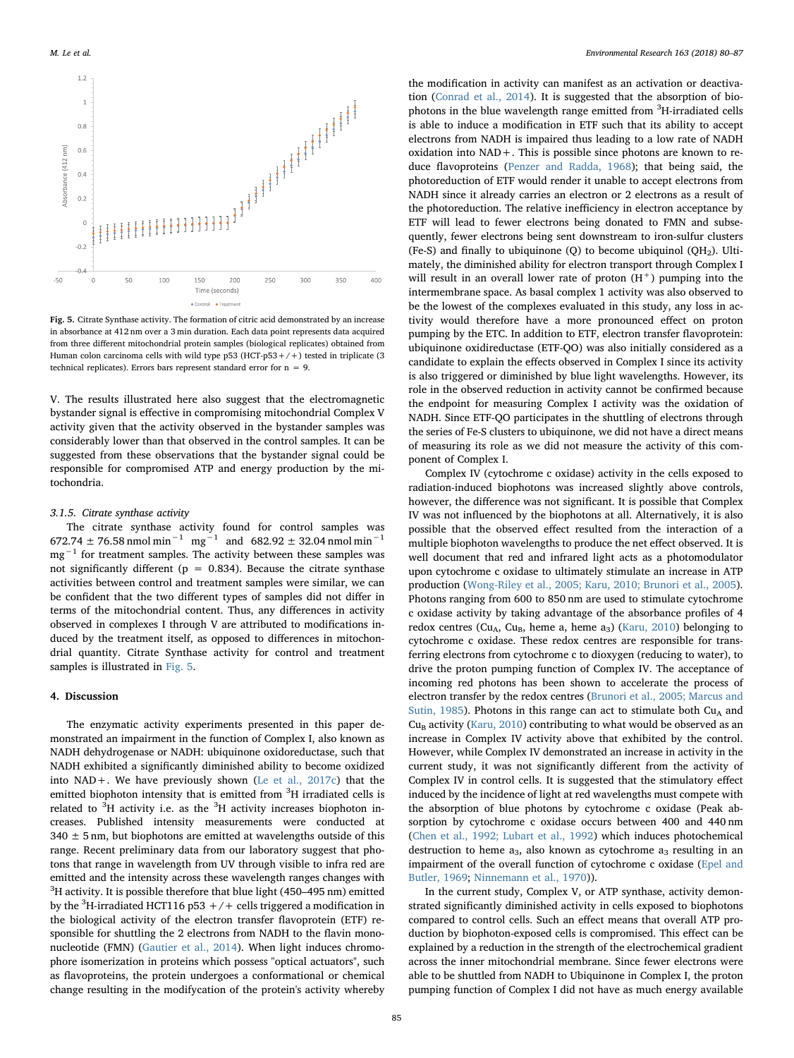Fig. 5. Citrate Synthase activity. The formation of citric acid demonstrated by an increase in absorbance at 412 nm over a 3 min duration. Each data point represents data acquired from three different mitochondrial protein samples (biological replicates) obtained from Human colon carcinoma cells with wild type p53 (HCT-p53+/+) tested in triplicate (3 technical replicates). Errors bars represent standard error for n = 9.

V. The results illustrated here also suggest that the electromagnetic bystander signal is effective in compromising mitochondrial Complex V activity given that the activity observed in the bystander samples was considerably lower than that observed in the control samples. It can be suggested from these observations that the bystander signal could be responsible for compromised ATP and energy production by the mitochondria.

### 3.1.5. Citrate synthase activity

The citrate synthase activity found for control samples was 672.74 ± 76.58 nmol min$^{-1}$ mg$^{-1}$ and 682.92 ± 32.04 nmol min$^{-1}$ mg$^{-1}$ for treatment samples. The activity between these samples was not significantly different ($p = 0.834$). Because the citrate synthase activities between control and treatment samples were similar, we can be confident that the two different types of samples did not differ in terms of the mitochondrial content. Thus, any differences in activity observed in complexes I through V are attributed to modifications induced by the treatment itself, as opposed to differences in mitochondrial quantity. Citrate Synthase activity for control and treatment samples is illustrated in Fig. 5.

## 4. Discussion

The enzymatic activity experiments presented in this paper demonstrated an impairment in the function of Complex I, also known as NADH dehydrogenase or NADH: ubiquinone oxidoreductase, such that NADH exhibited a significantly diminished ability to become oxidized into NAD+. We have previously shown (Le et al., 2017c) that the emitted biophoton intensity that is emitted from $^3$H irradiated cells is related to $^3$H activity i.e. as the $^3$H activity increases biophoton increases. Published intensity measurements were conducted at 340 ± 5 nm, but biophotons are emitted at wavelengths outside of this range. Recent preliminary data from our laboratory suggest that photons that range in wavelength from UV through visible to infra red are emitted and the intensity across these wavelength ranges changes with $^3$H activity. It is possible therefore that blue light (450–495 nm) emitted by the $^3$H-irradiated HCT116 p53 +/+ cells triggered a modification in the biological activity of the electron transfer flavoprotein (ETF) responsible for shuttling the 2 electrons from NADH to the flavin mononucleotide (FMN) (Gautier et al., 2014). When light induces chromophore isomerization in proteins which possess "optical actuators", such as flavoproteins, the protein undergoes a conformational or chemical change resulting in the modifycation of the protein's activity whereby the modification in activity can manifest as an activation or deactivation (Conrad et al., 2014). It is suggested that the absorption of biophotons in the blue wavelength range emitted from $^3$H-irradiated cells is able to induce a modification in ETF such that its ability to accept electrons from NADH is impaired thus leading to a low rate of NADH oxidation into NAD+. This is possible since photons are known to reduce flavoproteins (Penzer and Radda, 1968); that being said, the photoreduction of ETF would render it unable to accept electrons from NADH since it already carries an electron or 2 electrons as a result of the photoreduction. The relative inefficiency in electron acceptance by ETF will lead to fewer electrons being donated to FMN and subsequently, fewer electrons being sent downstream to iron-sulfur clusters (Fe-S) and finally to ubiquinone (Q) to become ubiquinol ($QH_2$). Ultimately, the diminished ability for electron transport through Complex I will result in an overall lower rate of proton ($H^+$) pumping into the intermembrane space. As basal complex 1 activity was also observed to be the lowest of the complexes evaluated in this study, any loss in activity would therefore have a more pronounced effect on proton pumping by the ETC. In addition to ETF, electron transfer flavoprotein: ubiquinone oxidireductase (ETF-QO) was also initially considered as a candidate to explain the effects observed in Complex I since its activity is also triggered or diminished by blue light wavelengths. However, its role in the observed reduction in activity cannot be confirmed because the endpoint for measuring Complex I activity was the oxidation of NADH. Since ETF-QO participates in the shuttling of electrons through the series of Fe-S clusters to ubiquinone, we did not have a direct means of measuring its role as we did not measure the activity of this component of Complex I.

Complex IV (cytochrome c oxidase) activity in the cells exposed to radiation-induced biophotons was increased slightly above controls, however, the difference was not significant. It is possible that Complex IV was not influenced by the biophotons at all. Alternatively, it is also possible that the observed effect resulted from the interaction of a multiple biophoton wavelengths to produce the net effect observed. It is well document that red and infrared light acts as a photomodulator upon cytochrome c oxidase to ultimately stimulate an increase in ATP production (Wong-Riley et al., 2005; Karu, 2010; Brunori et al., 2005). Photons ranging from 600 to 850 nm are used to stimulate cytochrome c oxidase activity by taking advantage of the absorbance profiles of 4 redox centres ($Cu_A$, $Cu_B$, heme a, heme $a_3$) (Karu, 2010) belonging to cytochrome c oxidase. These redox centres are responsible for transferring electrons from cytochrome c to dioxygen (reducing to water), to drive the proton pumping function of Complex IV. The acceptance of incoming red photons has been shown to accelerate the process of electron transfer by the redox centres (Brunori et al., 2005; Marcus and Sutin, 1985). Photons in this range can act to stimulate both $Cu_A$ and $Cu_B$ activity (Karu, 2010) contributing to what would be observed as an increase in Complex IV activity above that exhibited by the control. However, while Complex IV demonstrated an increase in activity in the current study, it was not significantly different from the activity of Complex IV in control cells. It is suggested that the stimulatory effect induced by the incidence of light at red wavelengths must compete with the absorption of blue photons by cytochrome c oxidase (Peak absorption by cytochrome c oxidase occurs between 400 and 440 nm (Chen et al., 1992; Lubart et al., 1992) which induces photochemical destruction to heme $a_3$, also known as cytochrome $a_3$ resulting in an impairment of the overall function of cytochrome c oxidase (Epel and Butler, 1969; Ninnemann et al., 1970)).

In the current study, Complex V, or ATP synthase, activity demonstrated significantly diminished activity in cells exposed to biophotons compared to control cells. Such an effect means that overall ATP production by biophoton-exposed cells is compromised. This effect can be explained by a reduction in the strength of the electrochemical gradient across the inner mitochondrial membrane. Since fewer electrons were able to be shuttled from NADH to Ubiquinone in Complex I, the proton pumping function of Complex I did not have as much energy available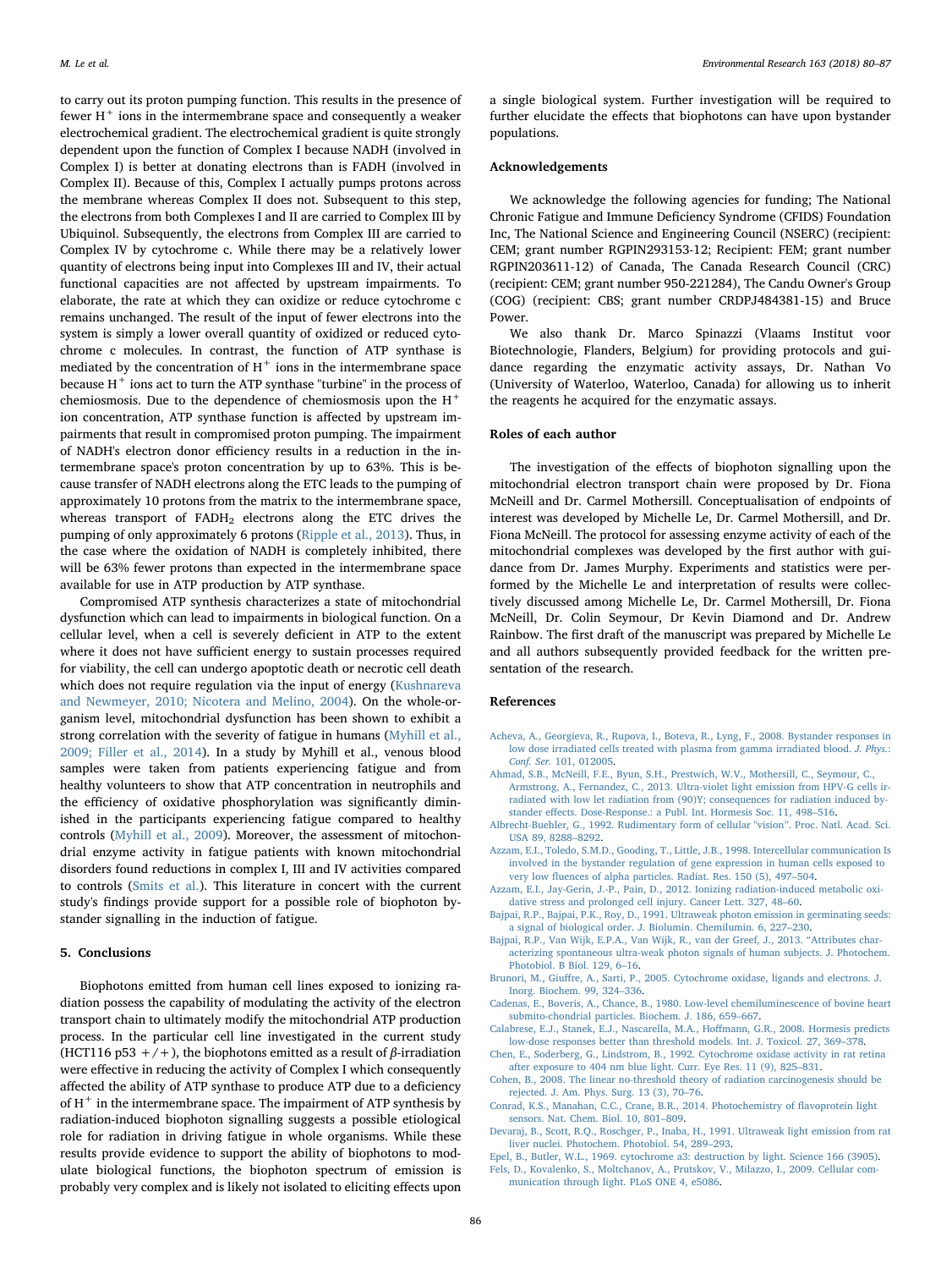to carry out its proton pumping function. This results in the presence of fewer $H^+$ ions in the intermembrane space and consequently a weaker electrochemical gradient. The electrochemical gradient is quite strongly dependent upon the function of Complex I because NADH (involved in Complex I) is better at donating electrons than is FADH (involved in Complex II). Because of this, Complex I actually pumps protons across the membrane whereas Complex II does not. Subsequent to this step, the electrons from both Complexes I and II are carried to Complex III by Ubiquinol. Subsequently, the electrons from Complex III are carried to Complex IV by cytochrome c. While there may be a relatively lower quantity of electrons being input into Complexes III and IV, their actual functional capacities are not affected by upstream impairments. To elaborate, the rate at which they can oxidize or reduce cytochrome c remains unchanged. The result of the input of fewer electrons into the system is simply a lower overall quantity of oxidized or reduced cytochrome c molecules. In contrast, the function of ATP synthase is mediated by the concentration of $H^+$ ions in the intermembrane space because $H^+$ ions act to turn the ATP synthase "turbine" in the process of chemiosmosis. Due to the dependence of chemiosmosis upon the $H^+$ ion concentration, ATP synthase function is affected by upstream impairments that result in compromised proton pumping. The impairment of NADH's electron donor efficiency results in a reduction in the intermembrane space's proton concentration by up to 63%. This is because transfer of NADH electrons along the ETC leads to the pumping of approximately 10 protons from the matrix to the intermembrane space, whereas transport of $FADH_2$ electrons along the ETC drives the pumping of only approximately 6 protons (Ripple et al., 2013). Thus, in the case where the oxidation of NADH is completely inhibited, there will be 63% fewer protons than expected in the intermembrane space available for use in ATP production by ATP synthase.

Compromised ATP synthesis characterizes a state of mitochondrial dysfunction which can lead to impairments in biological function. On a cellular level, when a cell is severely deficient in ATP to the extent where it does not have sufficient energy to sustain processes required for viability, the cell can undergo apoptotic death or necrotic cell death which does not require regulation via the input of energy (Kushnareva and Newmeyer, 2010; Nicotera and Melino, 2004). On the whole-organism level, mitochondrial dysfunction has been shown to exhibit a strong correlation with the severity of fatigue in humans (Myhill et al., 2009; Filler et al., 2014). In a study by Myhill et al., venous blood samples were taken from patients experiencing fatigue and from healthy volunteers to show that ATP concentration in neutrophils and the efficiency of oxidative phosphorylation was significantly diminished in the participants experiencing fatigue compared to healthy controls (Myhill et al., 2009). Moreover, the assessment of mitochondrial enzyme activity in fatigue patients with known mitochondrial disorders found reductions in complex I, III and IV activities compared to controls (Smits et al.). This literature in concert with the current study's findings provide support for a possible role of biophoton bystander signalling in the induction of fatigue.

## 5. Conclusions

Biophotons emitted from human cell lines exposed to ionizing radiation possess the capability of modulating the activity of the electron transport chain to ultimately modify the mitochondrial ATP production process. In the particular cell line investigated in the current study (HCT116 p53 +/+), the biophotons emitted as a result of $\beta$-irradiation were effective in reducing the activity of Complex I which consequently affected the ability of ATP synthase to produce ATP due to a deficiency of $H^+$ in the intermembrane space. The impairment of ATP synthesis by radiation-induced biophoton signalling suggests a possible etiological role for radiation in driving fatigue in whole organisms. While these results provide evidence to support the ability of biophotons to modulate biological functions, the biophoton spectrum of emission is probably very complex and is likely not isolated to eliciting effects upon a single biological system. Further investigation will be required to further elucidate the effects that biophotons can have upon bystander populations.

## Acknowledgements

We acknowledge the following agencies for funding; The National Chronic Fatigue and Immune Deficiency Syndrome (CFIDS) Foundation Inc, The National Science and Engineering Council (NSERC) (recipient: CEM; grant number RGPIN293153-12; Recipient: FEM; grant number RGPIN203611-12) of Canada, The Canada Research Council (CRC) (recipient: CEM; grant number 950-221284), The Candu Owner's Group (COG) (recipient: CBS; grant number CRDPJ484381-15) and Bruce Power.

We also thank Dr. Marco Spinazzi (Vlaams Institut voor Biotechnologie, Flanders, Belgium) for providing protocols and guidance regarding the enzymatic activity assays, Dr. Nathan Vo (University of Waterloo, Waterloo, Canada) for allowing us to inherit the reagents he acquired for the enzymatic assays.

## Roles of each author

The investigation of the effects of biophoton signalling upon the mitochondrial electron transport chain were proposed by Dr. Fiona McNeill and Dr. Carmel Mothersill. Conceptualisation of endpoints of interest was developed by Michelle Le, Dr. Carmel Mothersill, and Dr. Fiona McNeill. The protocol for assessing enzyme activity of each of the mitochondrial complexes was developed by the first author with guidance from Dr. James Murphy. Experiments and statistics were performed by the Michelle Le and interpretation of results were collectively discussed among Michelle Le, Dr. Carmel Mothersill, Dr. Fiona McNeill, Dr. Colin Seymour, Dr Kevin Diamond and Dr. Andrew Rainbow. The first draft of the manuscript was prepared by Michelle Le and all authors subsequently provided feedback for the written presentation of the research.

## References

Acheva, A., Georgieva, R., Rupova, I., Boteva, R., Lyng, F., 2008. Bystander responses in low dose irradiated cells treated with plasma from gamma irradiated blood. *J. Phys.: Conf. Ser.* 101, 012005.

Ahmad, S.B., McNeill, F.E., Byun, S.H., Prestwich, W.V., Mothersill, C., Seymour, C., Armstrong, A., Fernandez, C., 2013. Ultra-violet light emission from HPV-G cells irradiated with low let radiation from (90)Y; consequences for radiation induced bystander effects. Dose-Response.: a Publ. Int. Hormesis Soc. 11, 498–516.

Albrecht-Buehler, G., 1992. Rudimentary form of cellular "vision". Proc. Natl. Acad. Sci. USA 89, 8288–8292.

Azzam, E.I., Toledo, S.M.D., Gooding, T., Little, J.B., 1998. Intercellular communication Is involved in the bystander regulation of gene expression in human cells exposed to very low fluences of alpha particles. Radiat. Res. 150 (5), 497–504.

Azzam, E.I., Jay-Gerin, J.-P., Pain, D., 2012. Ionizing radiation-induced metabolic oxidative stress and prolonged cell injury. Cancer Lett. 327, 48–60.

Bajpai, R.P., Bajpai, P.K., Roy, D., 1991. Ultraweak photon emission in germinating seeds: a signal of biological order. J. Biolumin. Chemilumin. 6, 227–230.

Bajpai, R.P., Van Wijk, E.P.A., Van Wijk, R., van der Greef, J., 2013. "Attributes characterizing spontaneous ultra-weak photon signals of human subjects. J. Photochem. Photobiol. B Biol. 129, 6–16.

Brunori, M., Giuffre, A., Sarti, P., 2005. Cytochrome oxidase, ligands and electrons. J. Inorg. Biochem. 99, 324–336.

Cadenas, E., Boveris, A., Chance, B., 1980. Low-level chemiluminescence of bovine heart submito-chondrial particles. Biochem. J. 186, 659–667.

Calabrese, E.J., Stanek, E.J., Nascarella, M.A., Hoffmann, G.R., 2008. Hormesis predicts low-dose responses better than threshold models. Int. J. Toxicol. 27, 369–378.

Chen, E., Soderberg, G., Lindstrom, B., 1992. Cytochrome oxidase activity in rat retina after exposure to 404 nm blue light. Curr. Eye Res. 11 (9), 825–831.

Cohen, B., 2008. The linear no-threshold theory of radiation carcinogenesis should be rejected. J. Am. Phys. Surg. 13 (3), 70–76.

Conrad, K.S., Manahan, C.C., Crane, B.R., 2014. Photochemistry of flavoprotein light sensors. Nat. Chem. Biol. 10, 801–809.

Devaraj, B., Scott, R.Q., Roschger, P., Inaba, H., 1991. Ultraweak light emission from rat liver nuclei. Photochem. Photobiol. 54, 289–293.

Epel, B., Butler, W.L., 1969. cytochrome a3: destruction by light. Science 166 (3905).

Fels, D., Kovalenko, S., Moltchanov, A., Prutskov, V., Milazzo, I., 2009. Cellular communication through light. PLoS ONE 4, e5086.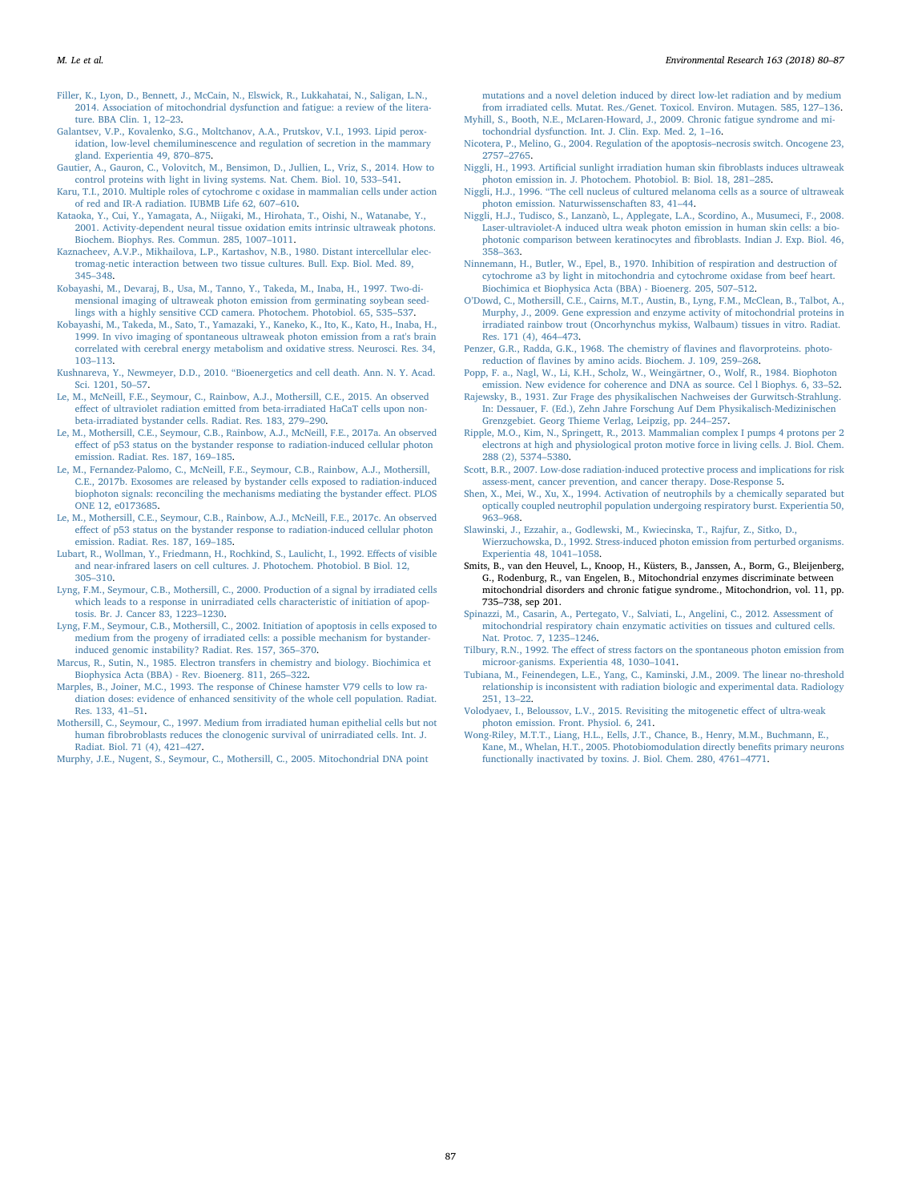Filler, K., Lyon, D., Bennett, J., McCain, N., Elswick, R., Lukkahatai, N., Saligan, L.N., 2014. Association of mitochondrial dysfunction and fatigue: a review of the literature. BBA Clin. 1, 12–23.

Galantsev, V.P., Kovalenko, S.G., Moltchanov, A.A., Prutskov, V.I., 1993. Lipid peroxidation, low-level chemiluminescence and regulation of secretion in the mammary gland. Experientia 49, 870–875.

Gautier, A., Gauron, C., Volovitch, M., Bensimon, D., Jullien, L., Vriz, S., 2014. How to control proteins with light in living systems. Nat. Chem. Biol. 10, 533–541.

Karu, T.I., 2010. Multiple roles of cytochrome c oxidase in mammalian cells under action of red and IR-A radiation. IUBMB Life 62, 607–610.

Kataoka, Y., Cui, Y., Yamagata, A., Niigaki, M., Hirohata, T., Oishi, N., Watanabe, Y., 2001. Activity-dependent neural tissue oxidation emits intrinsic ultraweak photons. Biochem. Biophys. Res. Commun. 285, 1007–1011.

Kaznacheev, A.V.P., Mikhailova, L.P., Kartashov, N.B., 1980. Distant intercellular electromag-netic interaction between two tissue cultures. Bull. Exp. Biol. Med. 89, 345–348.

Kobayashi, M., Devaraj, B., Usa, M., Tanno, Y., Takeda, M., Inaba, H., 1997. Two-dimensional imaging of ultraweak photon emission from germinating soybean seedlings with a highly sensitive CCD camera. Photochem. Photobiol. 65, 535–537.

Kobayashi, M., Takeda, M., Sato, T., Yamazaki, Y., Kaneko, K., Ito, K., Kato, H., Inaba, H., 1999. In vivo imaging of spontaneous ultraweak photon emission from a rat's brain correlated with cerebral energy metabolism and oxidative stress. Neurosci. Res. 34, 103–113.

Kushnareva, Y., Newmeyer, D.D., 2010. "Bioenergetics and cell death. Ann. N. Y. Acad. Sci. 1201, 50–57.

Le, M., McNeill, F.E., Seymour, C.B., Rainbow, A.J., Mothersill, C.E., 2015. An observed effect of ultraviolet radiation emitted from beta-irradiated HaCaT cells upon non-beta-irradiated bystander cells. Radiat. Res. 183, 279–290.

Le, M., Mothersill, C.E., Seymour, C.B., Rainbow, A.J., McNeill, F.E., 2017a. An observed effect of p53 status on the bystander response to radiation-induced cellular photon emission. Radiat. Res. 187, 169–185.

Le, M., Fernandez-Palomo, C., McNeill, F.E., Seymour, C.B., Rainbow, A.J., Mothersill, C.E., 2017b. Exosomes are released by bystander cells exposed to radiation-induced biophoton signals: reconciling the mechanisms mediating the bystander effect. PLOS ONE 12, e0173685.

Le, M., Mothersill, C.E., Seymour, C.B., Rainbow, A.J., McNeill, F.E., 2017c. An observed effect of p53 status on the bystander response to radiation-induced cellular photon emission. Radiat. Res. 187, 169–185.

Lubart, R., Wollman, Y., Friedmann, H., Rochkind, S., Laulicht, I., 1992. Effects of visible and near-infrared lasers on cell cultures. J. Photochem. Photobiol. B Biol. 12, 305–310.

Lyng, F.M., Seymour, C.B., Mothersill, C., 2000. Production of a signal by irradiated cells which leads to a response in unirradiated cells characteristic of initiation of apoptosis. Br. J. Cancer 83, 1223–1230.

Lyng, F.M., Seymour, C.B., Mothersill, C., 2002. Initiation of apoptosis in cells exposed to medium from the progeny of irradiated cells: a possible mechanism for bystander-induced genomic instability? Radiat. Res. 157, 365–370.

Marcus, R., Sutin, N., 1985. Electron transfers in chemistry and biology. Biochimica et Biophysica Acta (BBA) - Rev. Bioenerg. 811, 265–322.

Marples, B., Joiner, M.C., 1993. The response of Chinese hamster V79 cells to low radiation doses: evidence of enhanced sensitivity of the whole cell population. Radiat. Res. 133, 41–51.

Mothersill, C., Seymour, C., 1997. Medium from irradiated human epithelial cells but not human fibrobroblasts reduces the clonogenic survival of unirradiated cells. Int. J. Radiat. Biol. 71 (4), 421–427.

Murphy, J.E., Nugent, S., Seymour, C., Mothersill, C., 2005. Mitochondrial DNA point mutations and a novel deletion induced by direct low-let radiation and by medium from irradiated cells. Mutat. Res./Genet. Toxicol. Environ. Mutagen. 585, 127–136.

Myhill, S., Booth, N.E., McLaren-Howard, J., 2009. Chronic fatigue syndrome and mitochondrial dysfunction. Int. J. Clin. Exp. Med. 2, 1–16.

Nicotera, P., Melino, G., 2004. Regulation of the apoptosis–necrosis switch. Oncogene 23, 2757–2765.

Niggli, H., 1993. Artificial sunlight irradiation human skin fibroblasts induces ultraweak photon emission in. J. Photochem. Photobiol. B: Biol. 18, 281–285.

Niggli, H.J., 1996. "The cell nucleus of cultured melanoma cells as a source of ultraweak photon emission. Naturwissenschaften 83, 41–44.

Niggli, H.J., Tudisco, S., Lanzanò, L., Applegate, L.A., Scordino, A., Musumeci, F., 2008. Laser-ultraviolet-A induced ultra weak photon emission in human skin cells: a biophotonic comparison between keratinocytes and fibroblasts. Indian J. Exp. Biol. 46, 358–363.

Ninnemann, H., Butler, W., Epel, B., 1970. Inhibition of respiration and destruction of cytochrome a3 by light in mitochondria and cytochrome oxidase from beef heart. Biochimica et Biophysica Acta (BBA) - Bioenerg. 205, 507–512.

O'Dowd, C., Mothersill, C.E., Cairns, M.T., Austin, B., Lyng, F.M., McClean, B., Talbot, A., Murphy, J., 2009. Gene expression and enzyme activity of mitochondrial proteins in irradiated rainbow trout (Oncorhynchus mykiss, Walbaum) tissues in vitro. Radiat. Res. 171 (4), 464–473.

Penzer, G.R., Radda, G.K., 1968. The chemistry of flavines and flavorproteins. photo-reduction of flavines by amino acids. Biochem. J. 109, 259–268.

Popp, F. a., Nagl, W., Li, K.H., Scholz, W., Weingärtner, O., Wolf, R., 1984. Biophoton emission. New evidence for coherence and DNA as source. Cel l Biophys. 6, 33–52.

Rajewsky, B., 1931. Zur Frage des physikalischen Nachweises der Gurwitsch-Strahlung. In: Dessauer, F. (Ed.), Zehn Jahre Forschung Auf Dem Physikalisch-Medizinischen Grenzgebiet. Georg Thieme Verlag, Leipzig, pp. 244–257.

Ripple, M.O., Kim, N., Springett, R., 2013. Mammalian complex I pumps 4 protons per 2 electrons at high and physiological proton motive force in living cells. J. Biol. Chem. 288 (2), 5374–5380.

Scott, B.R., 2007. Low-dose radiation-induced protective process and implications for risk assess-ment, cancer prevention, and cancer therapy. Dose-Response 5.

Shen, X., Mei, W., Xu, X., 1994. Activation of neutrophils by a chemically separated but optically coupled neutrophil population undergoing respiratory burst. Experientia 50, 963–968.

Slawinski, J., Ezzahir, a., Godlewski, M., Kwiecinska, T., Rajfur, Z., Sitko, D., Wierzuchowska, D., 1992. Stress-induced photon emission from perturbed organisms. Experientia 48, 1041–1058.

Smits, B., van den Heuvel, L., Knoop, H., Küsters, B., Janssen, A., Borm, G., Bleijenberg, G., Rodenburg, R., van Engelen, B., Mitochondrial enzymes discriminate between mitochondrial disorders and chronic fatigue syndrome., Mitochondrion, vol. 11, pp. 735–738, sep 201.

Spinazzi, M., Casarin, A., Pertegato, V., Salviati, L., Angelini, C., 2012. Assessment of mitochondrial respiratory chain enzymatic activities on tissues and cultured cells. Nat. Protoc. 7, 1235–1246.

Tilbury, R.N., 1992. The effect of stress factors on the spontaneous photon emission from microor-ganisms. Experientia 48, 1030–1041.

Tubiana, M., Feinendegen, L.E., Yang, C., Kaminski, J.M., 2009. The linear no-threshold relationship is inconsistent with radiation biologic and experimental data. Radiology 251, 13–22.

Volodyaev, I., Beloussov, L.V., 2015. Revisiting the mitogenetic effect of ultra-weak photon emission. Front. Physiol. 6, 241.

Wong-Riley, M.T.T., Liang, H.L., Eells, J.T., Chance, B., Henry, M.M., Buchmann, E., Kane, M., Whelan, H.T., 2005. Photobiomodulation directly benefits primary neurons functionally inactivated by toxins. J. Biol. Chem. 280, 4761–4771.